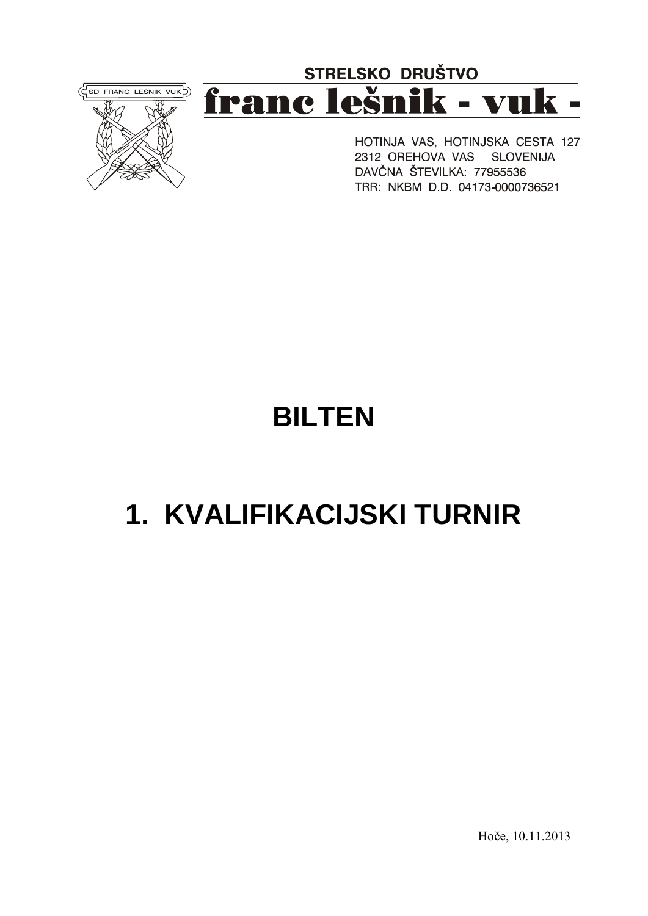SD FRANC LEŠNIK VUK

STRELSKO DRUŠTVO

**franc lešnik - vuk -**

HOTINJA VAS, HOTINJSKA CESTA 127
2312 OREHOVA VAS - SLOVENIJA
DAVČNA ŠTEVILKA: 77955536
TRR: NKBM D.D. 04173-0000736521

# BILTEN

# 1. KVALIFIKACIJSKI TURNIR

Hoče, 10.11.2013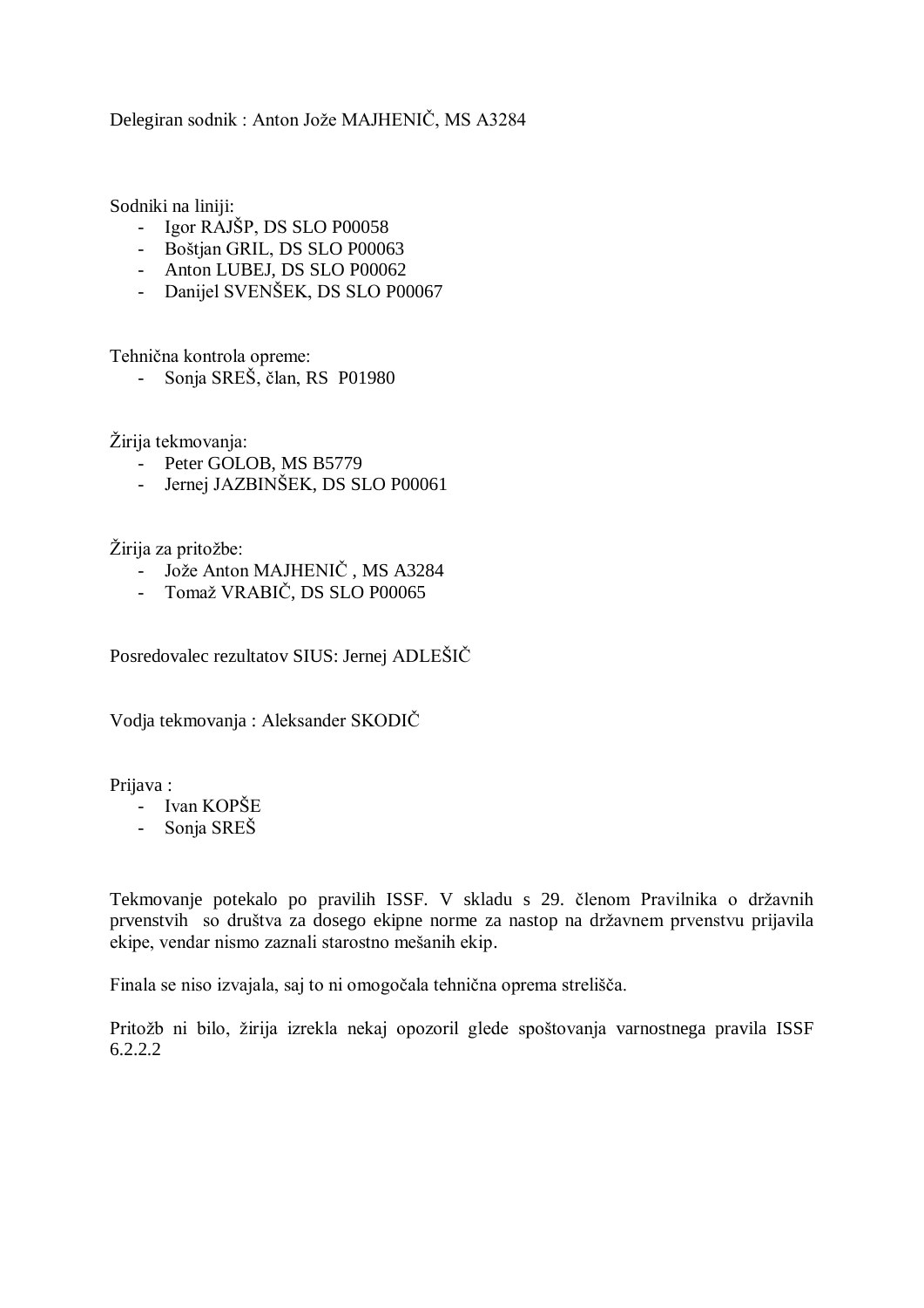Delegiran sodnik : Anton Jože MAJHENIČ, MS A3284

Sodniki na liniji:

- Igor RAJŠP, DS SLO P00058
- Boštjan GRIL, DS SLO P00063
- Anton LUBEJ, DS SLO P00062
- Danijel SVENŠEK, DS SLO P00067

Tehnična kontrola opreme:

- Sonja SREŠ, član, RS P01980

Žirija tekmovanja:

- Peter GOLOB, MS B5779
- Jernej JAZBINŠEK, DS SLO P00061

Žirija za pritožbe:

- Jože Anton MAJHENIČ , MS A3284
- Tomaž VRABIČ, DS SLO P00065

Posredovalec rezultatov SIUS: Jernej ADLEŠIČ

Vodja tekmovanja : Aleksander SKODIČ

Prijava :

- Ivan KOPŠE
- Sonja SREŠ

Tekmovanje potekalo po pravilih ISSF. V skladu s 29. členom Pravilnika o državnih prvenstvih so društva za dosego ekipne norme za nastop na državnem prvenstvu prijavila ekipe, vendar nismo zaznali starostno mešanih ekip.

Finala se niso izvajala, saj to ni omogočala tehnična oprema strelišča.

Pritožb ni bilo, žirija izrekla nekaj opozoril glede spoštovanja varnostnega pravila ISSF 6.2.2.2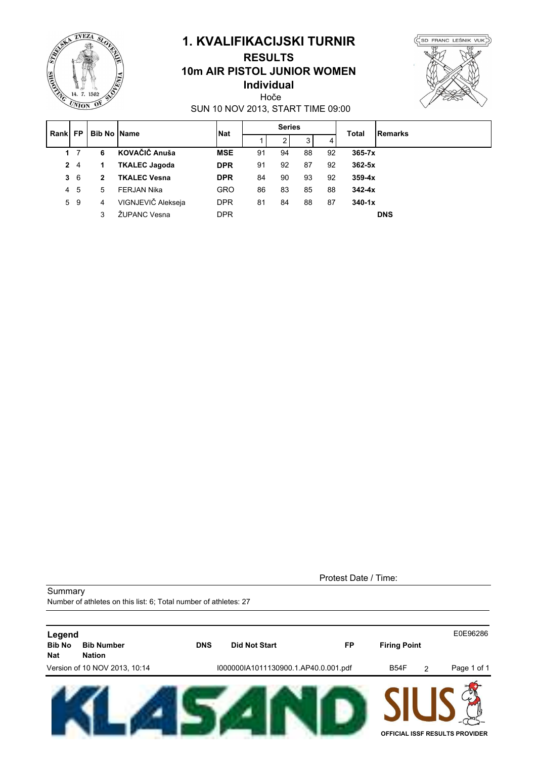# 1. KVALIFIKACIJSKI TURNIR

## RESULTS

## 10m AIR PISTOL JUNIOR WOMEN

### Individual

Hoče

SUN 10 NOV 2013, START TIME 09:00

| Rank | FP | Bib No | Name | Nat | Series | | | | Total | Remarks |
|---|---|---|---|---|---|---|---|---|---|---|
| | | | | | 1 | 2 | 3 | 4 | | |
| **1** | 7 | **6** | **KOVAČIČ Anuša** | **MSE** | 91 | 94 | 88 | 92 | **365-7x** | |
| **2** | 4 | **1** | **TKALEC Jagoda** | **DPR** | 91 | 92 | 87 | 92 | **362-5x** | |
| **3** | 6 | **2** | **TKALEC Vesna** | **DPR** | 84 | 90 | 93 | 92 | **359-4x** | |
| 4 | 5 | 5 | FERJAN Nika | GRO | 86 | 83 | 85 | 88 | **342-4x** | |
| 5 | 9 | 4 | VIGNJEVIČ Alekseja | DPR | 81 | 84 | 88 | 87 | **340-1x** | |
| | | 3 | ŽUPANC Vesna | DPR | | | | | | **DNS** |

Protest Date / Time:

Summary

Number of athletes on this list: 6; Total number of athletes: 27

**Legend**

| | | | | | |
|---|---|---|---|---|---|
| **Bib No** | **Bib Number** | **DNS** | **Did Not Start** | **FP** | **Firing Point** |
| **Nat** | **Nation** | | | | |

E0E96286

Version of 10 NOV 2013, 10:14 I000000IA1011130900.1.AP40.0.001.pdf B54F 2

OFFICIAL ISSF RESULTS PROVIDER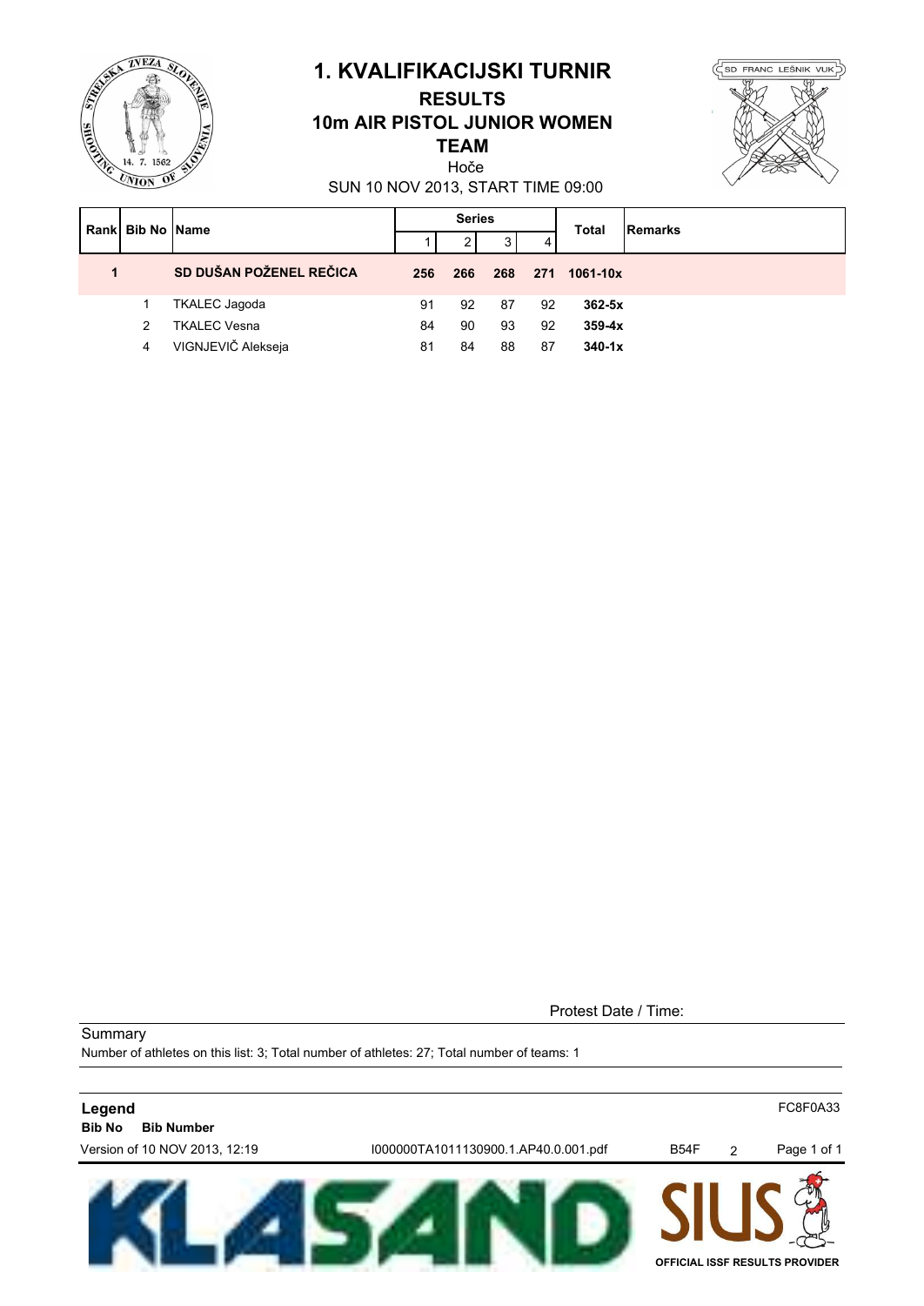# 1. KVALIFIKACIJSKI TURNIR

## RESULTS

## 10m AIR PISTOL JUNIOR WOMEN

## TEAM

Hoče

SUN 10 NOV 2013, START TIME 09:00

| Rank | Bib No | Name | Series 1 | 2 | 3 | 4 | Total | Remarks |
|---|---|---|---|---|---|---|---|---|
| **1** | | **SD DUŠAN POŽENEL REČICA** | **256** | **266** | **268** | **271** | **1061-10x** | |
| | 1 | TKALEC Jagoda | 91 | 92 | 87 | 92 | **362-5x** | |
| | 2 | TKALEC Vesna | 84 | 90 | 93 | 92 | **359-4x** | |
| | 4 | VIGNJEVIČ Alekseja | 81 | 84 | 88 | 87 | **340-1x** | |

Protest Date / Time:

Summary

Number of athletes on this list: 3; Total number of athletes: 27; Total number of teams: 1

**Legend** FC8F0A33

**Bib No** **Bib Number**

Version of 10 NOV 2013, 12:19 I000000TA1011130900.1.AP40.0.001.pdf B54F 2

OFFICIAL ISSF RESULTS PROVIDER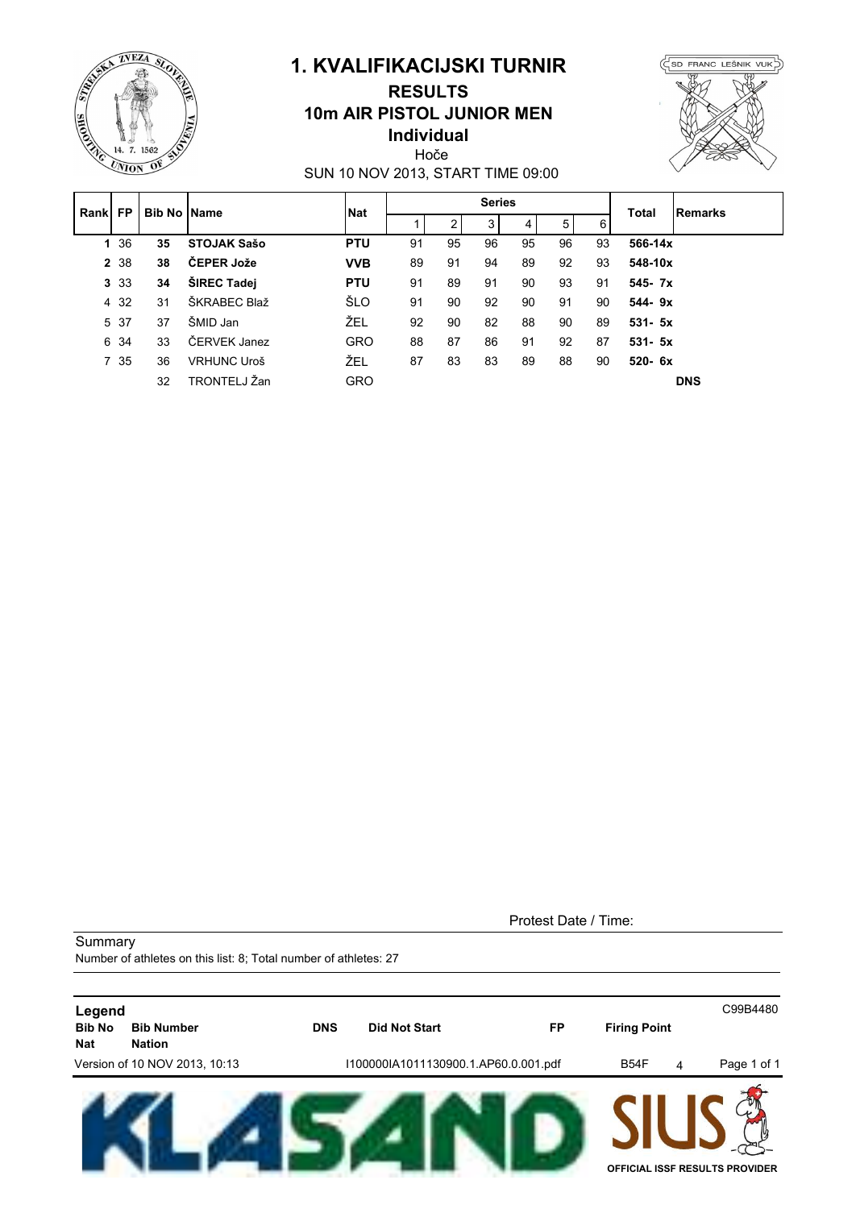# 1. KVALIFIKACIJSKI TURNIR

## RESULTS

## 10m AIR PISTOL JUNIOR MEN

### Individual

Hoče

SUN 10 NOV 2013, START TIME 09:00

| Rank | FP | Bib No | Name | Nat | Series | | | | | | Total | Remarks |
|---|---|---|---|---|---|---|---|---|---|---|---|---|
| | | | | | 1 | 2 | 3 | 4 | 5 | 6 | | |
| **1** | 36 | **35** | **STOJAK Sašo** | **PTU** | 91 | 95 | 96 | 95 | 96 | 93 | **566-14x** | |
| **2** | 38 | **38** | **ČEPER Jože** | **VVB** | 89 | 91 | 94 | 89 | 92 | 93 | **548-10x** | |
| **3** | 33 | **34** | **ŠIREC Tadej** | **PTU** | 91 | 89 | 91 | 90 | 93 | 91 | **545- 7x** | |
| 4 | 32 | 31 | ŠKRABEC Blaž | ŠLO | 91 | 90 | 92 | 90 | 91 | 90 | **544- 9x** | |
| 5 | 37 | 37 | ŠMID Jan | ŽEL | 92 | 90 | 82 | 88 | 90 | 89 | **531- 5x** | |
| 6 | 34 | 33 | ČERVEK Janez | GRO | 88 | 87 | 86 | 91 | 92 | 87 | **531- 5x** | |
| 7 | 35 | 36 | VRHUNC Uroš | ŽEL | 87 | 83 | 83 | 89 | 88 | 90 | **520- 6x** | |
| | | 32 | TRONTELJ Žan | GRO | | | | | | | | **DNS** |

Protest Date / Time:

Summary

Number of athletes on this list: 8; Total number of athletes: 27

**Legend**

| | | | | | |
|---|---|---|---|---|---|
| **Bib No** | **Bib Number** | **DNS** | **Did Not Start** | **FP** | **Firing Point** |
| **Nat** | **Nation** | | | | |

C99B4480

Version of 10 NOV 2013, 10:13 I100000IA1011130900.1.AP60.0.001.pdf B54F 4

OFFICIAL ISSF RESULTS PROVIDER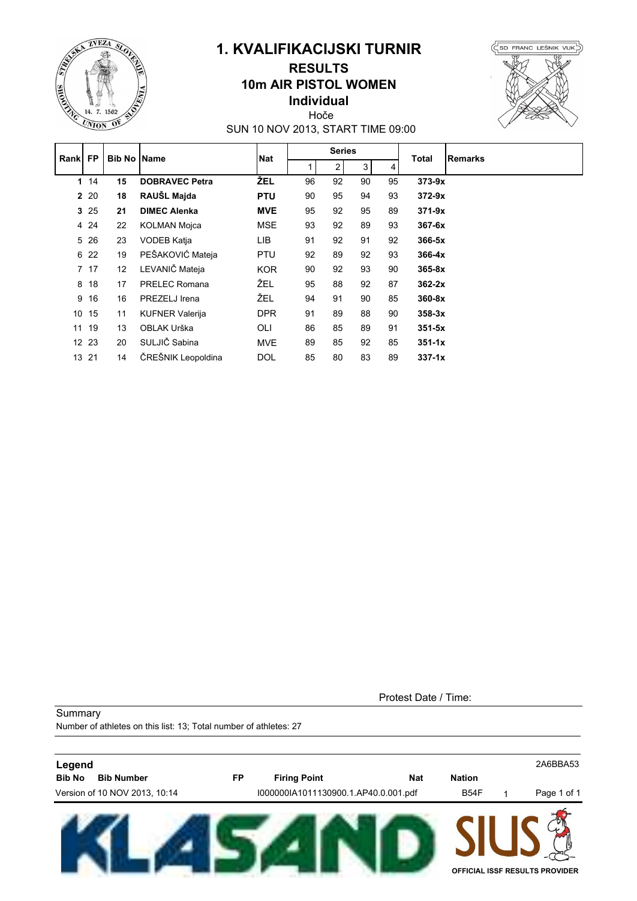# 1. KVALIFIKACIJSKI TURNIR

## RESULTS
## 10m AIR PISTOL WOMEN
### Individual

Hoče

SUN 10 NOV 2013, START TIME 09:00

| Rank | FP | Bib No | Name | Nat | Series 1 | Series 2 | Series 3 | Series 4 | Total | Remarks |
|---|---|---|---|---|---|---|---|---|---|---|
| **1** | 14 | **15** | **DOBRAVEC Petra** | **ŽEL** | 96 | 92 | 90 | 95 | **373-9x** | |
| **2** | 20 | **18** | **RAUŠL Majda** | **PTU** | 90 | 95 | 94 | 93 | **372-9x** | |
| **3** | 25 | **21** | **DIMEC Alenka** | **MVE** | 95 | 92 | 95 | 89 | **371-9x** | |
| 4 | 24 | 22 | KOLMAN Mojca | MSE | 93 | 92 | 89 | 93 | **367-6x** | |
| 5 | 26 | 23 | VODEB Katja | LIB | 91 | 92 | 91 | 92 | **366-5x** | |
| 6 | 22 | 19 | PEŠAKOVIĆ Mateja | PTU | 92 | 89 | 92 | 93 | **366-4x** | |
| 7 | 17 | 12 | LEVANIČ Mateja | KOR | 90 | 92 | 93 | 90 | **365-8x** | |
| 8 | 18 | 17 | PRELEC Romana | ŽEL | 95 | 88 | 92 | 87 | **362-2x** | |
| 9 | 16 | 16 | PREZELJ Irena | ŽEL | 94 | 91 | 90 | 85 | **360-8x** | |
| 10 | 15 | 11 | KUFNER Valerija | DPR | 91 | 89 | 88 | 90 | **358-3x** | |
| 11 | 19 | 13 | OBLAK Urška | OLI | 86 | 85 | 89 | 91 | **351-5x** | |
| 12 | 23 | 20 | SULJIČ Sabina | MVE | 89 | 85 | 92 | 85 | **351-1x** | |
| 13 | 21 | 14 | ČREŠNIK Leopoldina | DOL | 85 | 80 | 83 | 89 | **337-1x** | |

Protest Date / Time:

Summary

Number of athletes on this list: 13; Total number of athletes: 27

**Legend** 2A6BBA53

**Bib No** **Bib Number** **FP** **Firing Point** **Nat** **Nation**

Version of 10 NOV 2013, 10:14 I000000IA1011130900.1.AP40.0.001.pdf B54F 1

OFFICIAL ISSF RESULTS PROVIDER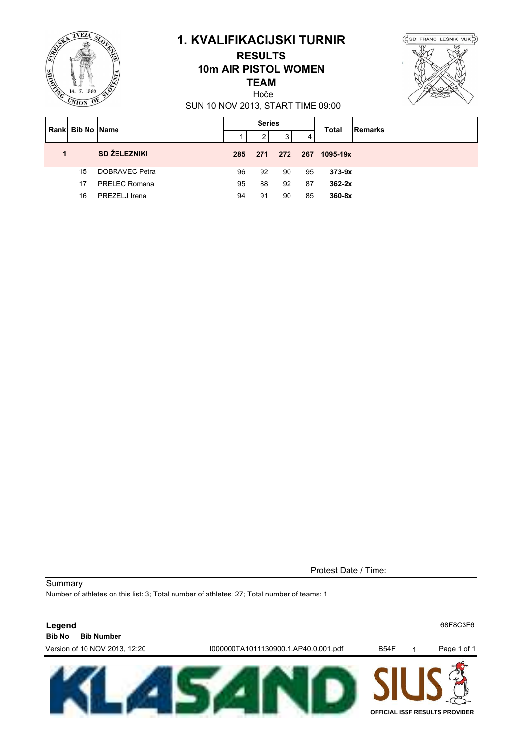# 1. KVALIFIKACIJSKI TURNIR

## RESULTS

## 10m AIR PISTOL WOMEN

## TEAM

Hoče

SUN 10 NOV 2013, START TIME 09:00

| Rank | Bib No | Name | Series 1 | 2 | 3 | 4 | Total | Remarks |
|---|---|---|---|---|---|---|---|---|
| **1** | | **SD ŽELEZNIKI** | **285** | **271** | **272** | **267** | **1095-19x** | |
| | 15 | DOBRAVEC Petra | 96 | 92 | 90 | 95 | **373-9x** | |
| | 17 | PRELEC Romana | 95 | 88 | 92 | 87 | **362-2x** | |
| | 16 | PREZELJ Irena | 94 | 91 | 90 | 85 | **360-8x** | |

Protest Date / Time:

Summary

Number of athletes on this list: 3; Total number of athletes: 27; Total number of teams: 1

**Legend**

**Bib No** **Bib Number**

68F8C3F6

Version of 10 NOV 2013, 12:20 I000000TA1011130900.1.AP40.0.001.pdf B54F 1

OFFICIAL ISSF RESULTS PROVIDER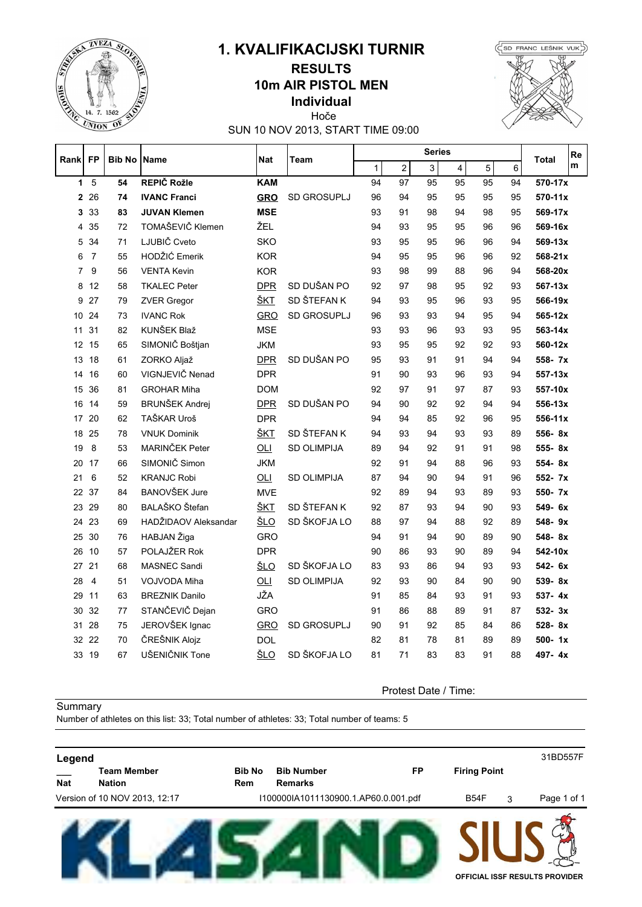# 1. KVALIFIKACIJSKI TURNIR

## RESULTS
## 10m AIR PISTOL MEN
## Individual

Hoče

SUN 10 NOV 2013, START TIME 09:00

| Rank | FP | Bib No | Name | Nat | Team | Series 1 | 2 | 3 | 4 | 5 | 6 | Total | Rem |
|---|---|---|---|---|---|---|---|---|---|---|---|---|---|
| **1** | 5 | **54** | **REPIČ Rožle** | **KAM** | | 94 | 97 | 95 | 95 | 95 | 94 | **570-17x** | |
| **2** | 26 | **74** | **IVANC Franci** | **GRO** | SD GROSUPLJ | 96 | 94 | 95 | 95 | 95 | 95 | **570-11x** | |
| **3** | 33 | **83** | **JUVAN Klemen** | **MSE** | | 93 | 91 | 98 | 94 | 98 | 95 | **569-17x** | |
| 4 | 35 | 72 | TOMAŠEVIČ Klemen | ŽEL | | 94 | 93 | 95 | 95 | 96 | 96 | **569-16x** | |
| 5 | 34 | 71 | LJUBIČ Cveto | SKO | | 93 | 95 | 95 | 96 | 96 | 94 | **569-13x** | |
| 6 | 7 | 55 | HODŽIĆ Emerik | KOR | | 94 | 95 | 95 | 96 | 96 | 92 | **568-21x** | |
| 7 | 9 | 56 | VENTA Kevin | KOR | | 93 | 98 | 99 | 88 | 96 | 94 | **568-20x** | |
| 8 | 12 | 58 | TKALEC Peter | DPR | SD DUŠAN PO | 92 | 97 | 98 | 95 | 92 | 93 | **567-13x** | |
| 9 | 27 | 79 | ZVER Gregor | ŠKT | SD ŠTEFAN K | 94 | 93 | 95 | 96 | 93 | 95 | **566-19x** | |
| 10 | 24 | 73 | IVANC Rok | GRO | SD GROSUPLJ | 96 | 93 | 93 | 94 | 95 | 94 | **565-12x** | |
| 11 | 31 | 82 | KUNŠEK Blaž | MSE | | 93 | 93 | 96 | 93 | 93 | 95 | **563-14x** | |
| 12 | 15 | 65 | SIMONIČ Boštjan | JKM | | 93 | 95 | 95 | 92 | 92 | 93 | **560-12x** | |
| 13 | 18 | 61 | ZORKO Aljaž | DPR | SD DUŠAN PO | 95 | 93 | 91 | 91 | 94 | 94 | **558- 7x** | |
| 14 | 16 | 60 | VIGNJEVIČ Nenad | DPR | | 91 | 90 | 93 | 96 | 93 | 94 | **557-13x** | |
| 15 | 36 | 81 | GROHAR Miha | DOM | | 92 | 97 | 91 | 97 | 87 | 93 | **557-10x** | |
| 16 | 14 | 59 | BRUNŠEK Andrej | DPR | SD DUŠAN PO | 94 | 90 | 92 | 92 | 94 | 94 | **556-13x** | |
| 17 | 20 | 62 | TAŠKAR Uroš | DPR | | 94 | 94 | 85 | 92 | 96 | 95 | **556-11x** | |
| 18 | 25 | 78 | VNUK Dominik | ŠKT | SD ŠTEFAN K | 94 | 93 | 94 | 93 | 93 | 89 | **556- 8x** | |
| 19 | 8 | 53 | MARINČEK Peter | OLI | SD OLIMPIJA | 89 | 94 | 92 | 91 | 91 | 98 | **555- 8x** | |
| 20 | 17 | 66 | SIMONIČ Simon | JKM | | 92 | 91 | 94 | 88 | 96 | 93 | **554- 8x** | |
| 21 | 6 | 52 | KRANJC Robi | OLI | SD OLIMPIJA | 87 | 94 | 90 | 94 | 91 | 96 | **552- 7x** | |
| 22 | 37 | 84 | BANOVŠEK Jure | MVE | | 92 | 89 | 94 | 93 | 89 | 93 | **550- 7x** | |
| 23 | 29 | 80 | BALAŠKO Štefan | ŠKT | SD ŠTEFAN K | 92 | 87 | 93 | 94 | 90 | 93 | **549- 6x** | |
| 24 | 23 | 69 | HADŽIDAOV Aleksandar | ŠLO | SD ŠKOFJA LO | 88 | 97 | 94 | 88 | 92 | 89 | **548- 9x** | |
| 25 | 30 | 76 | HABJAN Žiga | GRO | | 94 | 91 | 94 | 90 | 89 | 90 | **548- 8x** | |
| 26 | 10 | 57 | POLAJŽER Rok | DPR | | 90 | 86 | 93 | 90 | 89 | 94 | **542-10x** | |
| 27 | 21 | 68 | MASNEC Sandi | ŠLO | SD ŠKOFJA LO | 83 | 93 | 86 | 94 | 93 | 93 | **542- 6x** | |
| 28 | 4 | 51 | VOJVODA Miha | OLI | SD OLIMPIJA | 92 | 93 | 90 | 84 | 90 | 90 | **539- 8x** | |
| 29 | 11 | 63 | BREZNIK Danilo | JŽA | | 91 | 85 | 84 | 93 | 91 | 93 | **537- 4x** | |
| 30 | 32 | 77 | STANČEVIČ Dejan | GRO | | 91 | 86 | 88 | 89 | 91 | 87 | **532- 3x** | |
| 31 | 28 | 75 | JEROVŠEK Ignac | GRO | SD GROSUPLJ | 90 | 91 | 92 | 85 | 84 | 86 | **528- 8x** | |
| 32 | 22 | 70 | ČREŠNIK Alojz | DOL | | 82 | 81 | 78 | 81 | 89 | 89 | **500- 1x** | |
| 33 | 19 | 67 | UŠENIČNIK Tone | ŠLO | SD ŠKOFJA LO | 81 | 71 | 83 | 83 | 91 | 88 | **497- 4x** | |

Protest Date / Time:

Summary

Number of athletes on this list: 33; Total number of athletes: 33; Total number of teams: 5

**Legend** 31BD557F

| | | | | | |
|---|---|---|---|---|---|
| ___ | Team Member | Bib No | Bib Number | FP | Firing Point |
| Nat | Nation | Rem | Remarks | | |

Version of 10 NOV 2013, 12:17 I100000IA1011130900.1.AP60.0.001.pdf B54F 3

KLASAND SIUS

OFFICIAL ISSF RESULTS PROVIDER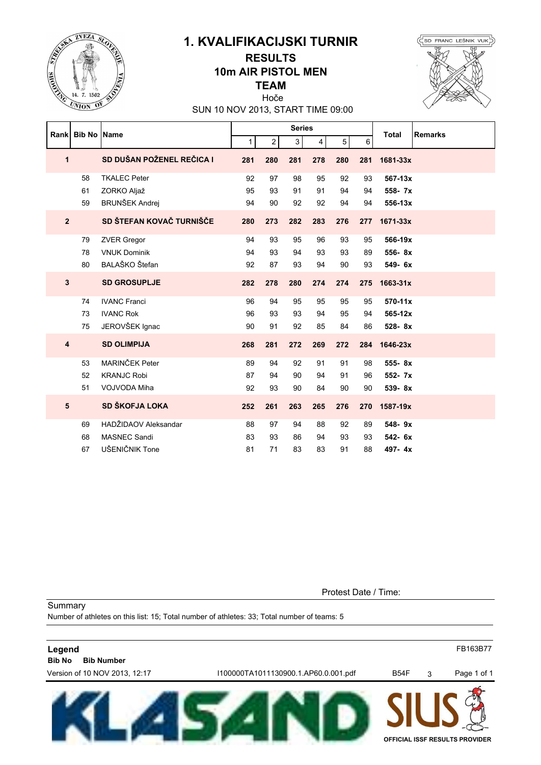# 1. KVALIFIKACIJSKI TURNIR

## RESULTS

## 10m AIR PISTOL MEN

## TEAM

Hoče

SUN 10 NOV 2013, START TIME 09:00

| Rank | Bib No | Name | Series 1 | 2 | 3 | 4 | 5 | 6 | Total | Remarks |
|---|---|---|---|---|---|---|---|---|---|---|
| **1** | | **SD DUŠAN POŽENEL REČICA I** | **281** | **280** | **281** | **278** | **280** | **281** | **1681-33x** | |
| | 58 | TKALEC Peter | 92 | 97 | 98 | 95 | 92 | 93 | **567-13x** | |
| | 61 | ZORKO Aljaž | 95 | 93 | 91 | 91 | 94 | 94 | **558- 7x** | |
| | 59 | BRUNŠEK Andrej | 94 | 90 | 92 | 92 | 94 | 94 | **556-13x** | |
| **2** | | **SD ŠTEFAN KOVAČ TURNIŠČE** | **280** | **273** | **282** | **283** | **276** | **277** | **1671-33x** | |
| | 79 | ZVER Gregor | 94 | 93 | 95 | 96 | 93 | 95 | **566-19x** | |
| | 78 | VNUK Dominik | 94 | 93 | 94 | 93 | 93 | 89 | **556- 8x** | |
| | 80 | BALAŠKO Štefan | 92 | 87 | 93 | 94 | 90 | 93 | **549- 6x** | |
| **3** | | **SD GROSUPLJE** | **282** | **278** | **280** | **274** | **274** | **275** | **1663-31x** | |
| | 74 | IVANC Franci | 96 | 94 | 95 | 95 | 95 | 95 | **570-11x** | |
| | 73 | IVANC Rok | 96 | 93 | 93 | 94 | 95 | 94 | **565-12x** | |
| | 75 | JEROVŠEK Ignac | 90 | 91 | 92 | 85 | 84 | 86 | **528- 8x** | |
| **4** | | **SD OLIMPIJA** | **268** | **281** | **272** | **269** | **272** | **284** | **1646-23x** | |
| | 53 | MARINČEK Peter | 89 | 94 | 92 | 91 | 91 | 98 | **555- 8x** | |
| | 52 | KRANJC Robi | 87 | 94 | 90 | 94 | 91 | 96 | **552- 7x** | |
| | 51 | VOJVODA Miha | 92 | 93 | 90 | 84 | 90 | 90 | **539- 8x** | |
| **5** | | **SD ŠKOFJA LOKA** | **252** | **261** | **263** | **265** | **276** | **270** | **1587-19x** | |
| | 69 | HADŽIDAOV Aleksandar | 88 | 97 | 94 | 88 | 92 | 89 | **548- 9x** | |
| | 68 | MASNEC Sandi | 83 | 93 | 86 | 94 | 93 | 93 | **542- 6x** | |
| | 67 | UŠENIČNIK Tone | 81 | 71 | 83 | 83 | 91 | 88 | **497- 4x** | |

Protest Date / Time:

Summary

Number of athletes on this list: 15; Total number of athletes: 33; Total number of teams: 5

**Legend**

**Bib No** **Bib Number**

FB163B77

Version of 10 NOV 2013, 12:17 I100000TA1011130900.1.AP60.0.001.pdf B54F 3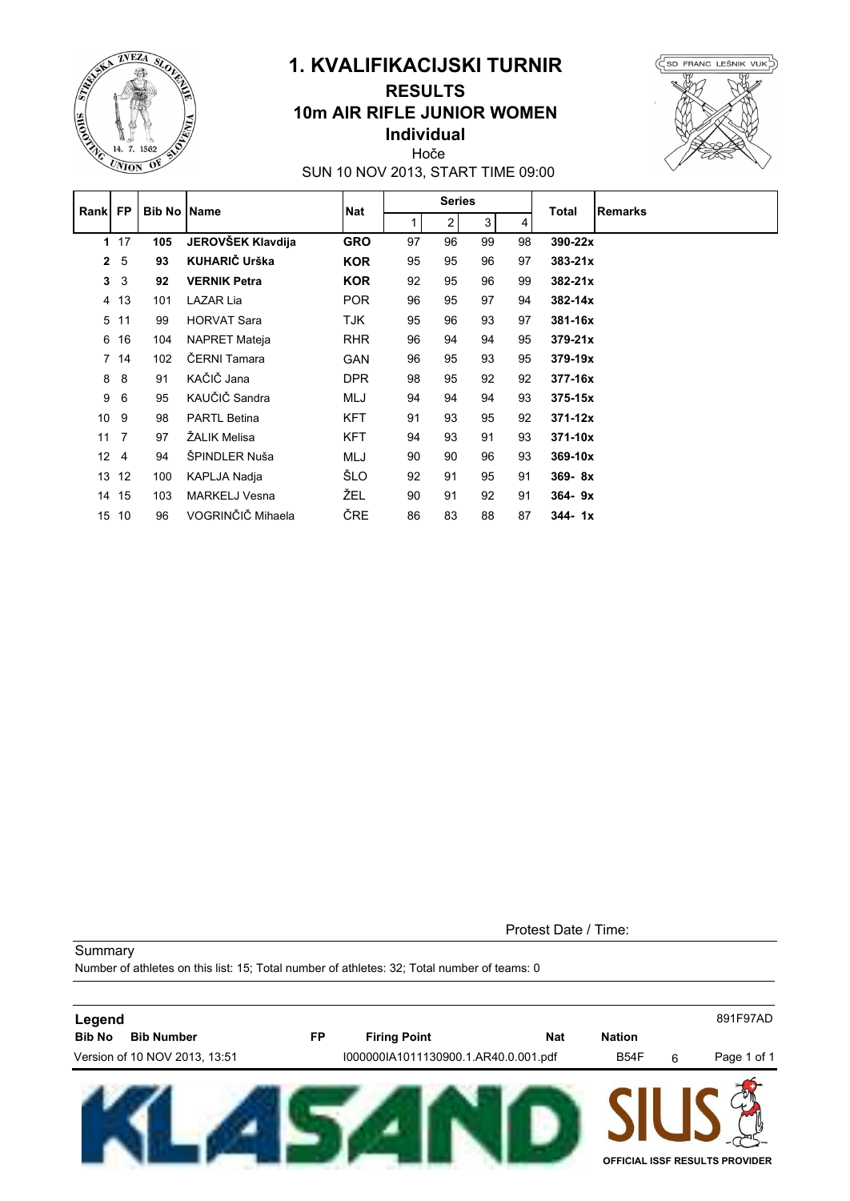# 1. KVALIFIKACIJSKI TURNIR

## RESULTS

## 10m AIR RIFLE JUNIOR WOMEN

### Individual

Hoče

SUN 10 NOV 2013, START TIME 09:00

| Rank | FP | Bib No | Name | Nat | Series 1 | Series 2 | Series 3 | Series 4 | Total | Remarks |
|---|---|---|---|---|---|---|---|---|---|---|
| **1** | 17 | **105** | **JEROVŠEK Klavdija** | **GRO** | 97 | 96 | 99 | 98 | **390-22x** | |
| **2** | 5 | **93** | **KUHARIČ Urška** | **KOR** | 95 | 95 | 96 | 97 | **383-21x** | |
| **3** | 3 | **92** | **VERNIK Petra** | **KOR** | 92 | 95 | 96 | 99 | **382-21x** | |
| 4 | 13 | 101 | LAZAR Lia | POR | 96 | 95 | 97 | 94 | **382-14x** | |
| 5 | 11 | 99 | HORVAT Sara | TJK | 95 | 96 | 93 | 97 | **381-16x** | |
| 6 | 16 | 104 | NAPRET Mateja | RHR | 96 | 94 | 94 | 95 | **379-21x** | |
| 7 | 14 | 102 | ČERNI Tamara | GAN | 96 | 95 | 93 | 95 | **379-19x** | |
| 8 | 8 | 91 | KAČIČ Jana | DPR | 98 | 95 | 92 | 92 | **377-16x** | |
| 9 | 6 | 95 | KAUČIČ Sandra | MLJ | 94 | 94 | 94 | 93 | **375-15x** | |
| 10 | 9 | 98 | PARTL Betina | KFT | 91 | 93 | 95 | 92 | **371-12x** | |
| 11 | 7 | 97 | ŽALIK Melisa | KFT | 94 | 93 | 91 | 93 | **371-10x** | |
| 12 | 4 | 94 | ŠPINDLER Nuša | MLJ | 90 | 90 | 96 | 93 | **369-10x** | |
| 13 | 12 | 100 | KAPLJA Nadja | ŠLO | 92 | 91 | 95 | 91 | **369- 8x** | |
| 14 | 15 | 103 | MARKELJ Vesna | ŽEL | 90 | 91 | 92 | 91 | **364- 9x** | |
| 15 | 10 | 96 | VOGRINČIČ Mihaela | ČRE | 86 | 83 | 88 | 87 | **344- 1x** | |

Protest Date / Time:

Summary

Number of athletes on this list: 15; Total number of athletes: 32; Total number of teams: 0

**Legend** 891F97AD

**Bib No** **Bib Number** **FP** **Firing Point** **Nat** **Nation**

Version of 10 NOV 2013, 13:51 I000000IA1011130900.1.AR40.0.001.pdf B54F 6

OFFICIAL ISSF RESULTS PROVIDER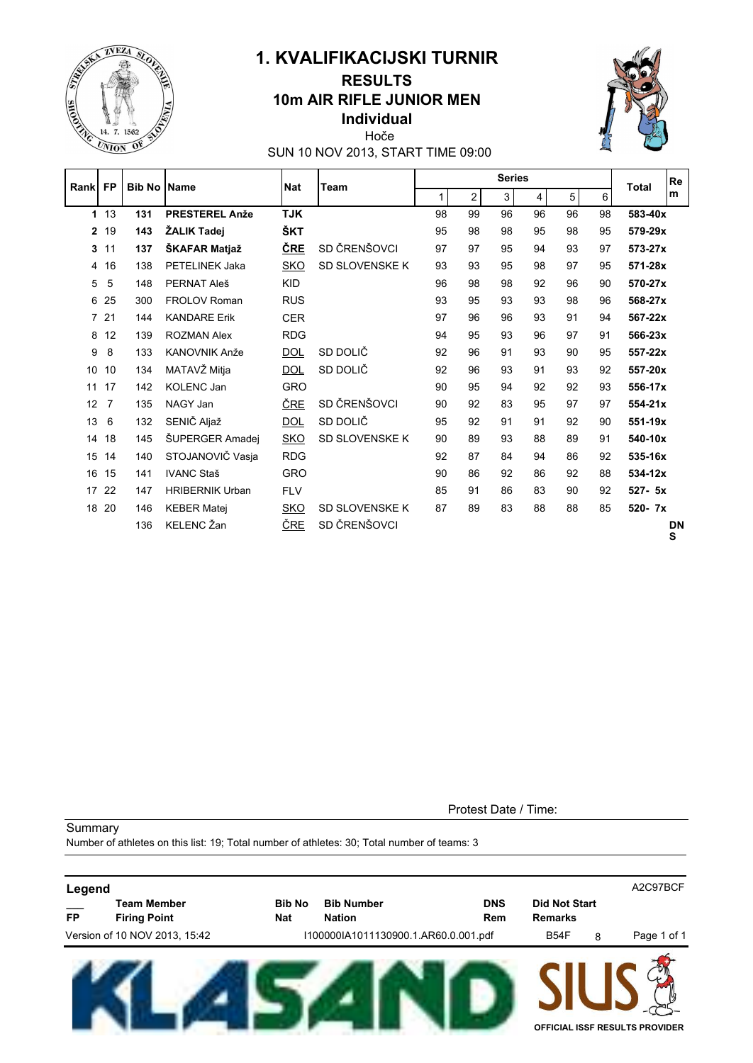# 1. KVALIFIKACIJSKI TURNIR

## RESULTS

## 10m AIR RIFLE JUNIOR MEN

### Individual

Hoče

SUN 10 NOV 2013, START TIME 09:00

| Rank | FP | Bib No | Name | Nat | Team | Series 1 | 2 | 3 | 4 | 5 | 6 | Total | Rem |
|---|---|---|---|---|---|---|---|---|---|---|---|---|---|
| **1** | 13 | **131** | **PRESTEREL Anže** | **TJK** | | 98 | 99 | 96 | 96 | 96 | 98 | **583-40x** | |
| **2** | 19 | **143** | **ŽALIK Tadej** | **ŠKT** | | 95 | 98 | 98 | 95 | 98 | 95 | **579-29x** | |
| **3** | 11 | **137** | **ŠKAFAR Matjaž** | **ČRE** | SD ČRENŠOVCI | 97 | 97 | 95 | 94 | 93 | 97 | **573-27x** | |
| 4 | 16 | 138 | PETELINEK Jaka | SKO | SD SLOVENSKE K | 93 | 93 | 95 | 98 | 97 | 95 | **571-28x** | |
| 5 | 5 | 148 | PERNAT Aleš | KID | | 96 | 98 | 98 | 92 | 96 | 90 | **570-27x** | |
| 6 | 25 | 300 | FROLOV Roman | RUS | | 93 | 95 | 93 | 93 | 98 | 96 | **568-27x** | |
| 7 | 21 | 144 | KANDARE Erik | CER | | 97 | 96 | 96 | 93 | 91 | 94 | **567-22x** | |
| 8 | 12 | 139 | ROZMAN Alex | RDG | | 94 | 95 | 93 | 96 | 97 | 91 | **566-23x** | |
| 9 | 8 | 133 | KANOVNIK Anže | DOL | SD DOLIČ | 92 | 96 | 91 | 93 | 90 | 95 | **557-22x** | |
| 10 | 10 | 134 | MATAVŽ Mitja | DOL | SD DOLIČ | 92 | 96 | 93 | 91 | 93 | 92 | **557-20x** | |
| 11 | 17 | 142 | KOLENC Jan | GRO | | 90 | 95 | 94 | 92 | 92 | 93 | **556-17x** | |
| 12 | 7 | 135 | NAGY Jan | ČRE | SD ČRENŠOVCI | 90 | 92 | 83 | 95 | 97 | 97 | **554-21x** | |
| 13 | 6 | 132 | SENIČ Aljaž | DOL | SD DOLIČ | 95 | 92 | 91 | 91 | 92 | 90 | **551-19x** | |
| 14 | 18 | 145 | ŠUPERGER Amadej | SKO | SD SLOVENSKE K | 90 | 89 | 93 | 88 | 89 | 91 | **540-10x** | |
| 15 | 14 | 140 | STOJANOVIČ Vasja | RDG | | 92 | 87 | 84 | 94 | 86 | 92 | **535-16x** | |
| 16 | 15 | 141 | IVANC Staš | GRO | | 90 | 86 | 92 | 86 | 92 | 88 | **534-12x** | |
| 17 | 22 | 147 | HRIBERNIK Urban | FLV | | 85 | 91 | 86 | 83 | 90 | 92 | **527- 5x** | |
| 18 | 20 | 146 | KEBER Matej | SKO | SD SLOVENSKE K | 87 | 89 | 83 | 88 | 88 | 85 | **520- 7x** | |
| | | 136 | KELENC Žan | ČRE | SD ČRENŠOVCI | | | | | | | | **DNS** |

Protest Date / Time:

Summary

Number of athletes on this list: 19; Total number of athletes: 30; Total number of teams: 3

**Legend**

| | | | | | |
|---|---|---|---|---|---|
| ___ | **Team Member** | **Bib No** | **Bib Number** | **DNS** | **Did Not Start** |
| **FP** | **Firing Point** | **Nat** | **Nation** | **Rem** | **Remarks** |

A2C97BCF

Version of 10 NOV 2013, 15:42 — I100000IA1011130900.1.AR60.0.001.pdf — B54F 8

KLASAND SIUS

OFFICIAL ISSF RESULTS PROVIDER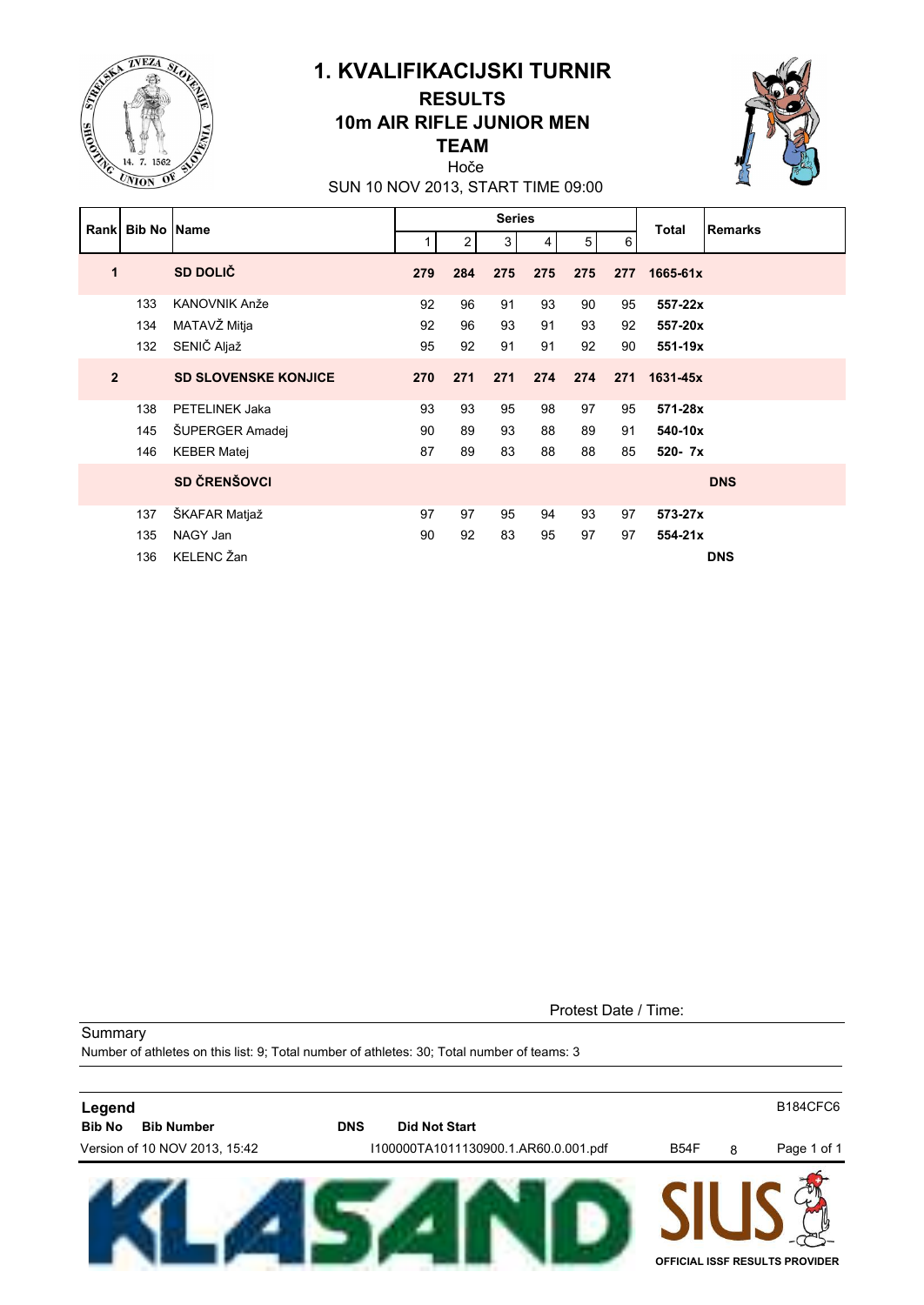# 1. KVALIFIKACIJSKI TURNIR

## RESULTS

## 10m AIR RIFLE JUNIOR MEN

## TEAM

Hoče

SUN 10 NOV 2013, START TIME 09:00

| Rank | Bib No | Name | Series 1 | 2 | 3 | 4 | 5 | 6 | Total | Remarks |
|---|---|---|---|---|---|---|---|---|---|---|
| 1 | | **SD DOLIČ** | **279** | **284** | **275** | **275** | **275** | **277** | **1665-61x** | |
| | 133 | KANOVNIK Anže | 92 | 96 | 91 | 93 | 90 | 95 | **557-22x** | |
| | 134 | MATAVŽ Mitja | 92 | 96 | 93 | 91 | 93 | 92 | **557-20x** | |
| | 132 | SENIČ Aljaž | 95 | 92 | 91 | 91 | 92 | 90 | **551-19x** | |
| 2 | | **SD SLOVENSKE KONJICE** | **270** | **271** | **271** | **274** | **274** | **271** | **1631-45x** | |
| | 138 | PETELINEK Jaka | 93 | 93 | 95 | 98 | 97 | 95 | **571-28x** | |
| | 145 | ŠUPERGER Amadej | 90 | 89 | 93 | 88 | 89 | 91 | **540-10x** | |
| | 146 | KEBER Matej | 87 | 89 | 83 | 88 | 88 | 85 | **520- 7x** | |
| | | **SD ČRENŠOVCI** | | | | | | | | **DNS** |
| | 137 | ŠKAFAR Matjaž | 97 | 97 | 95 | 94 | 93 | 97 | **573-27x** | |
| | 135 | NAGY Jan | 90 | 92 | 83 | 95 | 97 | 97 | **554-21x** | |
| | 136 | KELENC Žan | | | | | | | | **DNS** |

Protest Date / Time:

Summary

Number of athletes on this list: 9; Total number of athletes: 30; Total number of teams: 3

**Legend**

**Bib No** **Bib Number** **DNS** **Did Not Start**

B184CFC6

Version of 10 NOV 2013, 15:42 I100000TA1011130900.1.AR60.0.001.pdf B54F 8

OFFICIAL ISSF RESULTS PROVIDER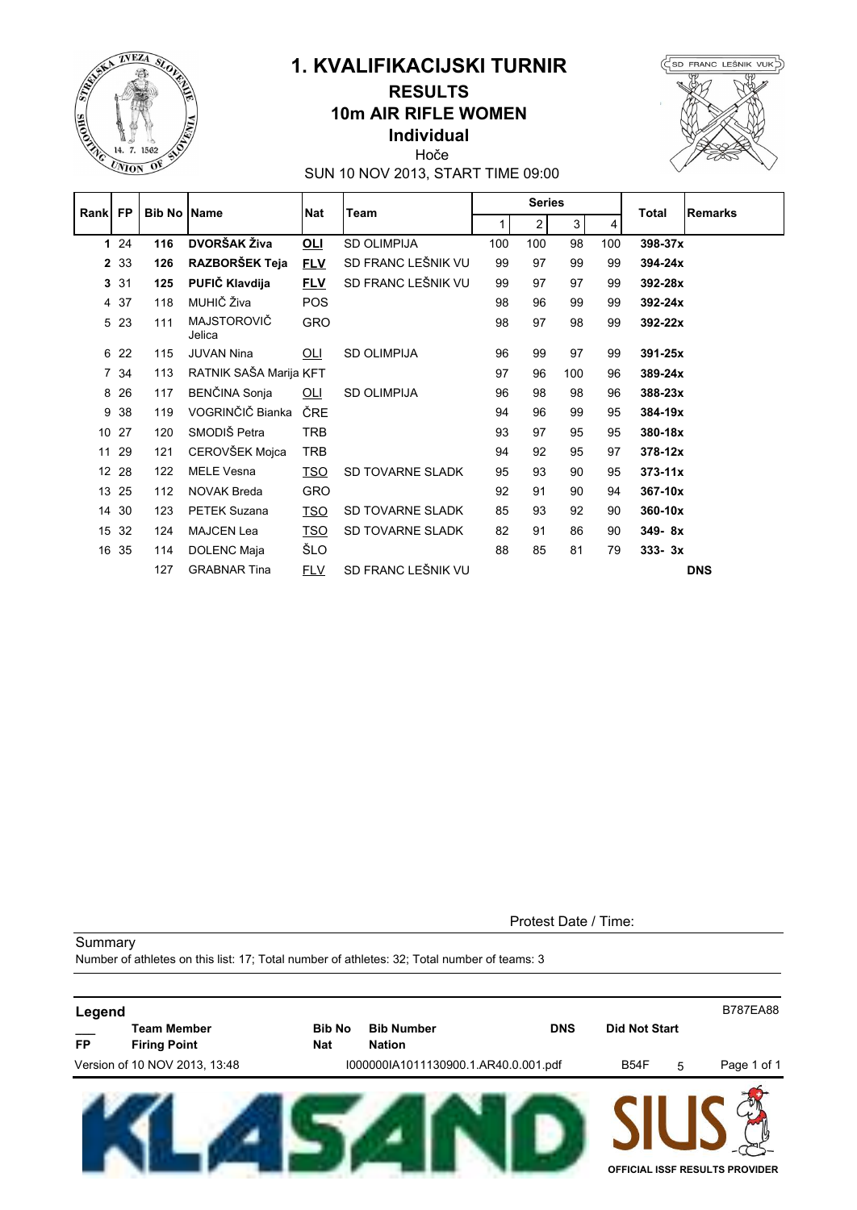# 1. KVALIFIKACIJSKI TURNIR

## RESULTS

## 10m AIR RIFLE WOMEN

### Individual

Hoče

SUN 10 NOV 2013, START TIME 09:00

| Rank | FP | Bib No | Name | Nat | Team | Series 1 | 2 | 3 | 4 | Total | Remarks |
|---|---|---|---|---|---|---|---|---|---|---|---|
| **1** | 24 | **116** | **DVORŠAK Živa** | **OLI** | SD OLIMPIJA | 100 | 100 | 98 | 100 | **398-37x** | |
| **2** | 33 | **126** | **RAZBORŠEK Teja** | **FLV** | SD FRANC LEŠNIK VU | 99 | 97 | 99 | 99 | **394-24x** | |
| **3** | 31 | **125** | **PUFIČ Klavdija** | **FLV** | SD FRANC LEŠNIK VU | 99 | 97 | 97 | 99 | **392-28x** | |
| 4 | 37 | 118 | MUHIČ Živa | POS | | 98 | 96 | 99 | 99 | **392-24x** | |
| 5 | 23 | 111 | MAJSTOROVIČ Jelica | GRO | | 98 | 97 | 98 | 99 | **392-22x** | |
| 6 | 22 | 115 | JUVAN Nina | OLI | SD OLIMPIJA | 96 | 99 | 97 | 99 | **391-25x** | |
| 7 | 34 | 113 | RATNIK SAŠA Marija | KFT | | 97 | 96 | 100 | 96 | **389-24x** | |
| 8 | 26 | 117 | BENČINA Sonja | OLI | SD OLIMPIJA | 96 | 98 | 98 | 96 | **388-23x** | |
| 9 | 38 | 119 | VOGRINČIČ Bianka | ČRE | | 94 | 96 | 99 | 95 | **384-19x** | |
| 10 | 27 | 120 | SMODIŠ Petra | TRB | | 93 | 97 | 95 | 95 | **380-18x** | |
| 11 | 29 | 121 | CEROVŠEK Mojca | TRB | | 94 | 92 | 95 | 97 | **378-12x** | |
| 12 | 28 | 122 | MELE Vesna | TSO | SD TOVARNE SLADK | 95 | 93 | 90 | 95 | **373-11x** | |
| 13 | 25 | 112 | NOVAK Breda | GRO | | 92 | 91 | 90 | 94 | **367-10x** | |
| 14 | 30 | 123 | PETEK Suzana | TSO | SD TOVARNE SLADK | 85 | 93 | 92 | 90 | **360-10x** | |
| 15 | 32 | 124 | MAJCEN Lea | TSO | SD TOVARNE SLADK | 82 | 91 | 86 | 90 | **349- 8x** | |
| 16 | 35 | 114 | DOLENC Maja | ŠLO | | 88 | 85 | 81 | 79 | **333- 3x** | |
| | | 127 | GRABNAR Tina | FLV | SD FRANC LEŠNIK VU | | | | | | **DNS** |

Protest Date / Time:

Summary

Number of athletes on this list: 17; Total number of athletes: 32; Total number of teams: 3

**Legend**

| Symbol | Meaning | Symbol | Meaning | Symbol | Meaning |
|---|---|---|---|---|---|
| ___ | Team Member | Bib No | Bib Number | DNS | Did Not Start |
| FP | Firing Point | Nat | Nation | | |

B787EA88

Version of 10 NOV 2013, 13:48 I000000IA1011130900.1.AR40.0.001.pdf B54F 5

OFFICIAL ISSF RESULTS PROVIDER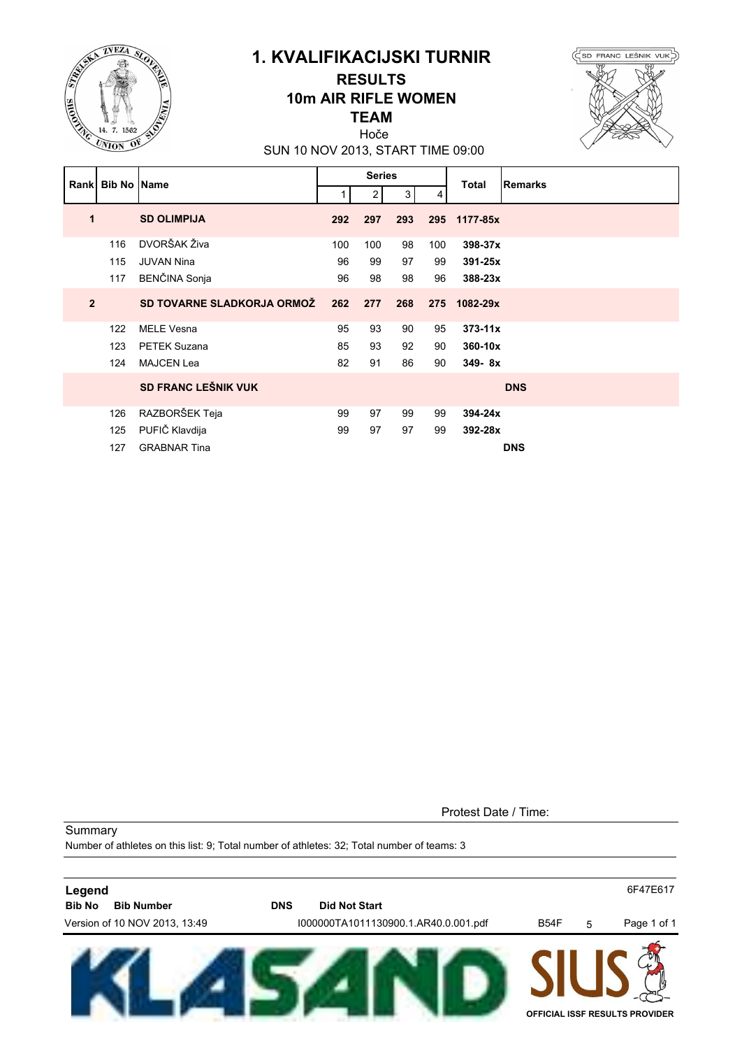# 1. KVALIFIKACIJSKI TURNIR

## RESULTS
## 10m AIR RIFLE WOMEN
## TEAM

Hoče

SUN 10 NOV 2013, START TIME 09:00

| Rank | Bib No | Name | Series 1 | 2 | 3 | 4 | Total | Remarks |
|---|---|---|---|---|---|---|---|---|
| **1** | | **SD OLIMPIJA** | **292** | **297** | **293** | **295** | **1177-85x** | |
| | 116 | DVORŠAK Živa | 100 | 100 | 98 | 100 | **398-37x** | |
| | 115 | JUVAN Nina | 96 | 99 | 97 | 99 | **391-25x** | |
| | 117 | BENČINA Sonja | 96 | 98 | 98 | 96 | **388-23x** | |
| **2** | | **SD TOVARNE SLADKORJA ORMOŽ** | **262** | **277** | **268** | **275** | **1082-29x** | |
| | 122 | MELE Vesna | 95 | 93 | 90 | 95 | **373-11x** | |
| | 123 | PETEK Suzana | 85 | 93 | 92 | 90 | **360-10x** | |
| | 124 | MAJCEN Lea | 82 | 91 | 86 | 90 | **349- 8x** | |
| | | **SD FRANC LEŠNIK VUK** | | | | | | **DNS** |
| | 126 | RAZBORŠEK Teja | 99 | 97 | 99 | 99 | **394-24x** | |
| | 125 | PUFIČ Klavdija | 99 | 97 | 97 | 99 | **392-28x** | |
| | 127 | GRABNAR Tina | | | | | | **DNS** |

Protest Date / Time:

Summary

Number of athletes on this list: 9; Total number of athletes: 32; Total number of teams: 3

**Legend**

**Bib No** **Bib Number** **DNS** **Did Not Start**

6F47E617

Version of 10 NOV 2013, 13:49 I000000TA1011130900.1.AR40.0.001.pdf B54F 5

OFFICIAL ISSF RESULTS PROVIDER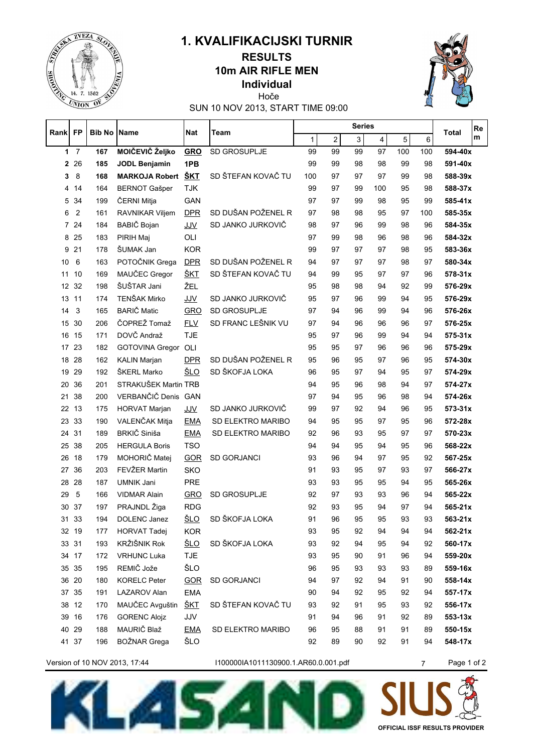# 1. KVALIFIKACIJSKI TURNIR

## RESULTS

## 10m AIR RIFLE MEN

## Individual

Hoče

SUN 10 NOV 2013, START TIME 09:00

| Rank | FP | Bib No | Name | Nat | Team | Series 1 | 2 | 3 | 4 | 5 | 6 | Total | Rem |
|---|---|---|---|---|---|---|---|---|---|---|---|---|---|
| **1** | 7 | **167** | **MOIČEVIČ Željko** | **GRO** | SD GROSUPLJE | 99 | 99 | 99 | 97 | 100 | 100 | **594-40x** | |
| **2** | 26 | **185** | **JODL Benjamin** | **1PB** | | 99 | 99 | 98 | 98 | 99 | 98 | **591-40x** | |
| **3** | 8 | **168** | **MARKOJA Robert** | **ŠKT** | SD ŠTEFAN KOVAČ TU | 100 | 97 | 97 | 97 | 99 | 98 | **588-39x** | |
| 4 | 14 | 164 | BERNOT Gašper | TJK | | 99 | 97 | 99 | 100 | 95 | 98 | **588-37x** | |
| 5 | 34 | 199 | ČERNI Mitja | GAN | | 97 | 97 | 99 | 98 | 95 | 99 | **585-41x** | |
| 6 | 2 | 161 | RAVNIKAR Viljem | DPR | SD DUŠAN POŽENEL R | 97 | 98 | 98 | 95 | 97 | 100 | **585-35x** | |
| 7 | 24 | 184 | BABIČ Bojan | JJV | SD JANKO JURKOVIČ | 98 | 97 | 96 | 99 | 98 | 96 | **584-35x** | |
| 8 | 25 | 183 | PIRIH Maj | OLI | | 97 | 99 | 98 | 96 | 98 | 96 | **584-32x** | |
| 9 | 21 | 178 | ŠUMAK Jan | KOR | | 99 | 97 | 97 | 97 | 98 | 95 | **583-36x** | |
| 10 | 6 | 163 | POTOČNIK Grega | DPR | SD DUŠAN POŽENEL R | 94 | 97 | 97 | 97 | 98 | 97 | **580-34x** | |
| 11 | 10 | 169 | MAUČEC Gregor | ŠKT | SD ŠTEFAN KOVAČ TU | 94 | 99 | 95 | 97 | 97 | 96 | **578-31x** | |
| 12 | 32 | 198 | ŠUŠTAR Jani | ŽEL | | 95 | 98 | 98 | 94 | 92 | 99 | **576-29x** | |
| 13 | 11 | 174 | TENŠAK Mirko | JJV | SD JANKO JURKOVIČ | 95 | 97 | 96 | 99 | 94 | 95 | **576-29x** | |
| 14 | 3 | 165 | BARIČ Matic | GRO | SD GROSUPLJE | 97 | 94 | 96 | 99 | 94 | 96 | **576-26x** | |
| 15 | 30 | 206 | ČOPREŽ Tomaž | FLV | SD FRANC LEŠNIK VU | 97 | 94 | 96 | 96 | 96 | 97 | **576-25x** | |
| 16 | 15 | 171 | DOVČ Andraž | TJE | | 95 | 97 | 96 | 99 | 94 | 94 | **575-31x** | |
| 17 | 23 | 182 | GOTOVINA Gregor | OLI | | 95 | 95 | 97 | 96 | 96 | 96 | **575-29x** | |
| 18 | 28 | 162 | KALIN Marjan | DPR | SD DUŠAN POŽENEL R | 95 | 96 | 95 | 97 | 96 | 95 | **574-30x** | |
| 19 | 29 | 192 | ŠKERL Marko | ŠLO | SD ŠKOFJA LOKA | 96 | 95 | 97 | 94 | 95 | 97 | **574-29x** | |
| 20 | 36 | 201 | STRAKUŠEK Martin | TRB | | 94 | 95 | 96 | 98 | 94 | 97 | **574-27x** | |
| 21 | 38 | 200 | VERBANČIČ Denis | GAN | | 97 | 94 | 95 | 96 | 98 | 94 | **574-26x** | |
| 22 | 13 | 175 | HORVAT Marjan | JJV | SD JANKO JURKOVIČ | 99 | 97 | 92 | 94 | 96 | 95 | **573-31x** | |
| 23 | 33 | 190 | VALENČAK Mitja | EMA | SD ELEKTRO MARIBO | 94 | 95 | 95 | 97 | 95 | 96 | **572-28x** | |
| 24 | 31 | 189 | BRKIČ Siniša | EMA | SD ELEKTRO MARIBO | 92 | 96 | 93 | 95 | 97 | 97 | **570-23x** | |
| 25 | 38 | 205 | HERGULA Boris | TSO | | 94 | 94 | 95 | 94 | 95 | 96 | **568-22x** | |
| 26 | 18 | 179 | MOHORIČ Matej | GOR | SD GORJANCI | 93 | 96 | 94 | 97 | 95 | 92 | **567-25x** | |
| 27 | 36 | 203 | FEVŽER Martin | SKO | | 91 | 93 | 95 | 97 | 93 | 97 | **566-27x** | |
| 28 | 28 | 187 | UMNIK Jani | PRE | | 93 | 93 | 95 | 95 | 94 | 95 | **565-26x** | |
| 29 | 5 | 166 | VIDMAR Alain | GRO | SD GROSUPLJE | 92 | 97 | 93 | 93 | 96 | 94 | **565-22x** | |
| 30 | 37 | 197 | PRAJNDL Žiga | RDG | | 92 | 93 | 95 | 94 | 97 | 94 | **565-21x** | |
| 31 | 33 | 194 | DOLENC Janez | ŠLO | SD ŠKOFJA LOKA | 91 | 96 | 95 | 95 | 93 | 93 | **563-21x** | |
| 32 | 19 | 177 | HORVAT Tadej | KOR | | 93 | 95 | 92 | 94 | 94 | 94 | **562-21x** | |
| 33 | 31 | 193 | KRŽIŠNIK Rok | ŠLO | SD ŠKOFJA LOKA | 93 | 92 | 94 | 95 | 94 | 92 | **560-17x** | |
| 34 | 17 | 172 | VRHUNC Luka | TJE | | 93 | 95 | 90 | 91 | 96 | 94 | **559-20x** | |
| 35 | 35 | 195 | REMIČ Jože | ŠLO | | 96 | 95 | 93 | 93 | 93 | 89 | **559-16x** | |
| 36 | 20 | 180 | KORELC Peter | GOR | SD GORJANCI | 94 | 97 | 92 | 94 | 91 | 90 | **558-14x** | |
| 37 | 35 | 191 | LAZAROV Alan | EMA | | 90 | 94 | 92 | 95 | 92 | 94 | **557-17x** | |
| 38 | 12 | 170 | MAUČEC Avguštin | ŠKT | SD ŠTEFAN KOVAČ TU | 93 | 92 | 91 | 95 | 93 | 92 | **556-17x** | |
| 39 | 16 | 176 | GORENC Alojz | JJV | | 91 | 94 | 96 | 91 | 92 | 89 | **553-13x** | |
| 40 | 29 | 188 | MAURIČ Blaž | EMA | SD ELEKTRO MARIBO | 96 | 95 | 88 | 91 | 91 | 89 | **550-15x** | |
| 41 | 37 | 196 | BOŽNAR Grega | ŠLO | | 92 | 89 | 90 | 92 | 91 | 94 | **548-17x** | |

Version of 10 NOV 2013, 17:44 I100000IA1011130900.1.AR60.0.001.pdf 7

KLASAND SIUS OFFICIAL ISSF RESULTS PROVIDER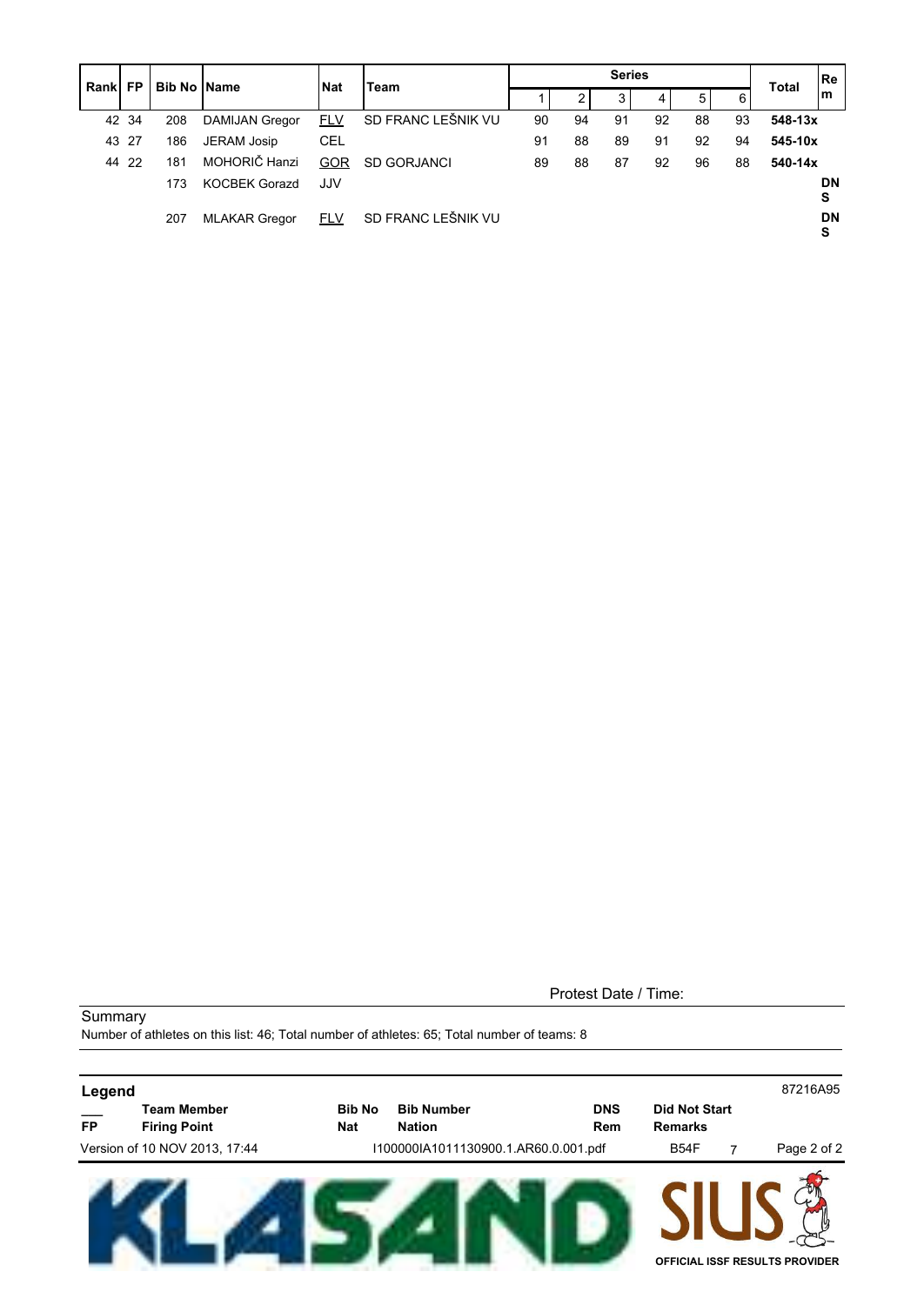| Rank | FP | Bib No | Name | Nat | Team | Series 1 | 2 | 3 | 4 | 5 | 6 | Total | Rem |
|---|---|---|---|---|---|---|---|---|---|---|---|---|---|
| 42 | 34 | 208 | DAMIJAN Gregor | FLV | SD FRANC LEŠNIK VU | 90 | 94 | 91 | 92 | 88 | 93 | **548-13x** | |
| 43 | 27 | 186 | JERAM Josip | CEL | | 91 | 88 | 89 | 91 | 92 | 94 | **545-10x** | |
| 44 | 22 | 181 | MOHORIČ Hanzi | GOR | SD GORJANCI | 89 | 88 | 87 | 92 | 96 | 88 | **540-14x** | |
| | | 173 | KOCBEK Gorazd | JJV | | | | | | | | | **DNS** |
| | | 207 | MLAKAR Gregor | FLV | SD FRANC LEŠNIK VU | | | | | | | | **DNS** |

Protest Date / Time:

Summary

Number of athletes on this list: 46; Total number of athletes: 65; Total number of teams: 8

**Legend** 87216A95

| | | | | | |
|---|---|---|---|---|---|
| ___ | **Team Member** | **Bib No** | **Bib Number** | **DNS** | **Did Not Start** |
| **FP** | **Firing Point** | **Nat** | **Nation** | **Rem** | **Remarks** |

Version of 10 NOV 2013, 17:44 I100000IA1011130900.1.AR60.0.001.pdf B54F 7

KLASAND SIUS OFFICIAL ISSF RESULTS PROVIDER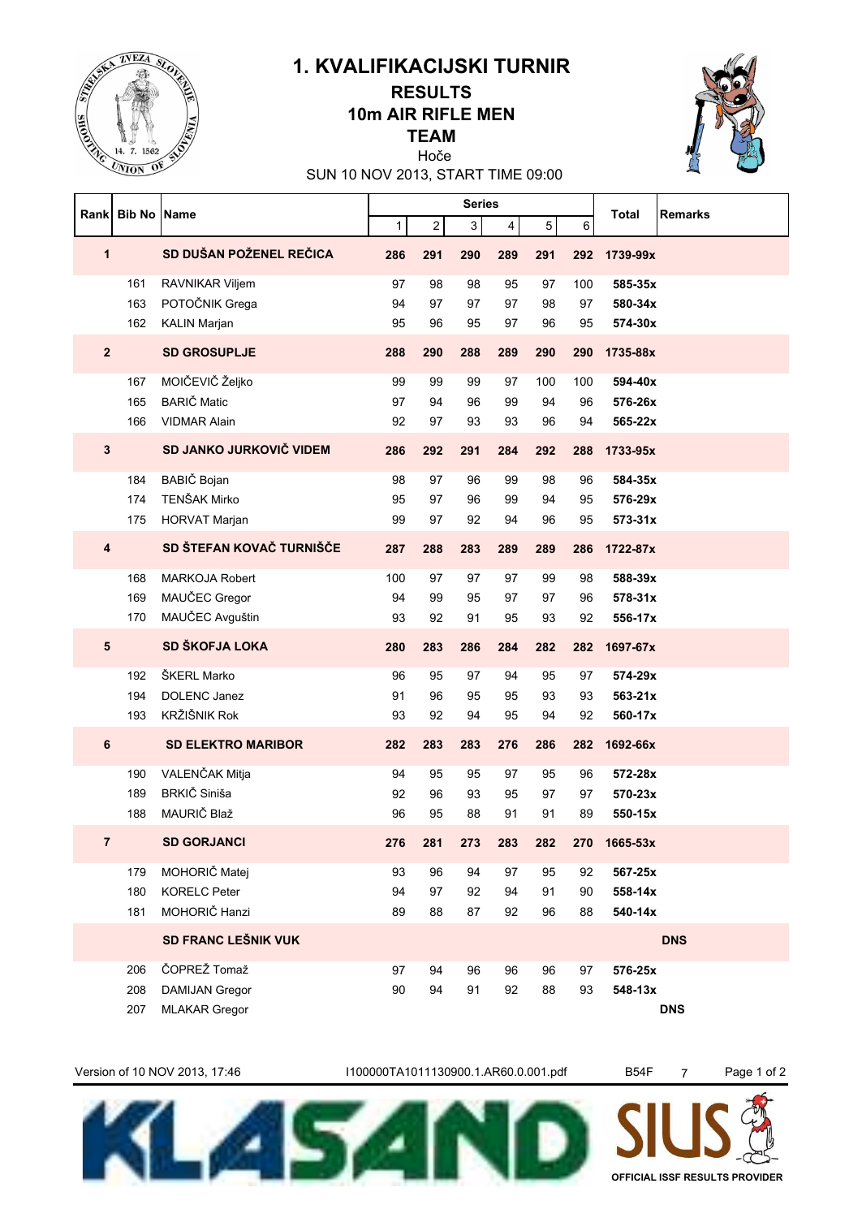# 1. KVALIFIKACIJSKI TURNIR

## RESULTS

## 10m AIR RIFLE MEN

## TEAM

Hoče

SUN 10 NOV 2013, START TIME 09:00

| Rank | Bib No | Name | Series 1 | 2 | 3 | 4 | 5 | 6 | Total | Remarks |
|---|---|---|---|---|---|---|---|---|---|---|
| 1 | | **SD DUŠAN POŽENEL REČICA** | **286** | **291** | **290** | **289** | **291** | **292** | **1739-99x** | |
| | 161 | RAVNIKAR Viljem | 97 | 98 | 98 | 95 | 97 | 100 | **585-35x** | |
| | 163 | POTOČNIK Grega | 94 | 97 | 97 | 97 | 98 | 97 | **580-34x** | |
| | 162 | KALIN Marjan | 95 | 96 | 95 | 97 | 96 | 95 | **574-30x** | |
| 2 | | **SD GROSUPLJE** | **288** | **290** | **288** | **289** | **290** | **290** | **1735-88x** | |
| | 167 | MOIČEVIČ Željko | 99 | 99 | 99 | 97 | 100 | 100 | **594-40x** | |
| | 165 | BARIČ Matic | 97 | 94 | 96 | 99 | 94 | 96 | **576-26x** | |
| | 166 | VIDMAR Alain | 92 | 97 | 93 | 93 | 96 | 94 | **565-22x** | |
| 3 | | **SD JANKO JURKOVIČ VIDEM** | **286** | **292** | **291** | **284** | **292** | **288** | **1733-95x** | |
| | 184 | BABIČ Bojan | 98 | 97 | 96 | 99 | 98 | 96 | **584-35x** | |
| | 174 | TENŠAK Mirko | 95 | 97 | 96 | 99 | 94 | 95 | **576-29x** | |
| | 175 | HORVAT Marjan | 99 | 97 | 92 | 94 | 96 | 95 | **573-31x** | |
| 4 | | **SD ŠTEFAN KOVAČ TURNIŠČE** | **287** | **288** | **283** | **289** | **289** | **286** | **1722-87x** | |
| | 168 | MARKOJA Robert | 100 | 97 | 97 | 97 | 99 | 98 | **588-39x** | |
| | 169 | MAUČEC Gregor | 94 | 99 | 95 | 97 | 97 | 96 | **578-31x** | |
| | 170 | MAUČEC Avguštin | 93 | 92 | 91 | 95 | 93 | 92 | **556-17x** | |
| 5 | | **SD ŠKOFJA LOKA** | **280** | **283** | **286** | **284** | **282** | **282** | **1697-67x** | |
| | 192 | ŠKERL Marko | 96 | 95 | 97 | 94 | 95 | 97 | **574-29x** | |
| | 194 | DOLENC Janez | 91 | 96 | 95 | 95 | 93 | 93 | **563-21x** | |
| | 193 | KRŽIŠNIK Rok | 93 | 92 | 94 | 95 | 94 | 92 | **560-17x** | |
| 6 | | **SD ELEKTRO MARIBOR** | **282** | **283** | **283** | **276** | **286** | **282** | **1692-66x** | |
| | 190 | VALENČAK Mitja | 94 | 95 | 95 | 97 | 95 | 96 | **572-28x** | |
| | 189 | BRKIČ Siniša | 92 | 96 | 93 | 95 | 97 | 97 | **570-23x** | |
| | 188 | MAURIČ Blaž | 96 | 95 | 88 | 91 | 91 | 89 | **550-15x** | |
| 7 | | **SD GORJANCI** | **276** | **281** | **273** | **283** | **282** | **270** | **1665-53x** | |
| | 179 | MOHORIČ Matej | 93 | 96 | 94 | 97 | 95 | 92 | **567-25x** | |
| | 180 | KORELC Peter | 94 | 97 | 92 | 94 | 91 | 90 | **558-14x** | |
| | 181 | MOHORIČ Hanzi | 89 | 88 | 87 | 92 | 96 | 88 | **540-14x** | |
| | | **SD FRANC LEŠNIK VUK** | | | | | | | | **DNS** |
| | 206 | ČOPREŽ Tomaž | 97 | 94 | 96 | 96 | 96 | 97 | **576-25x** | |
| | 208 | DAMIJAN Gregor | 90 | 94 | 91 | 92 | 88 | 93 | **548-13x** | |
| | 207 | MLAKAR Gregor | | | | | | | | **DNS** |

Version of 10 NOV 2013, 17:46 I100000TA1011130900.1.AR60.0.001.pdf B54F 7

OFFICIAL ISSF RESULTS PROVIDER